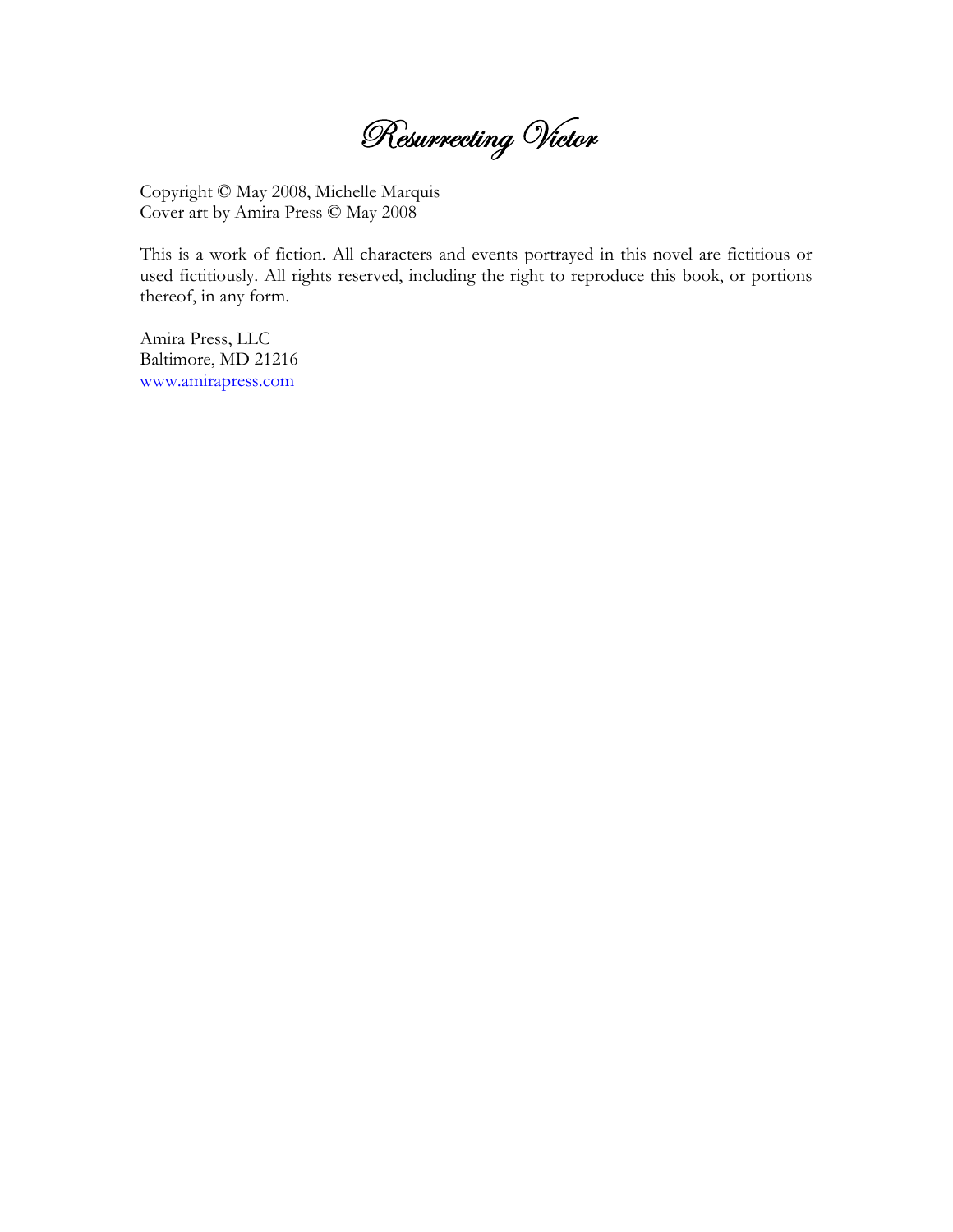# *Resurrecting Victor*

Copyright © May 2008, Michelle Marquis
Cover art by Amira Press © May 2008

This is a work of fiction. All characters and events portrayed in this novel are fictitious or used fictitiously. All rights reserved, including the right to reproduce this book, or portions thereof, in any form.

Amira Press, LLC
Baltimore, MD 21216
www.amirapress.com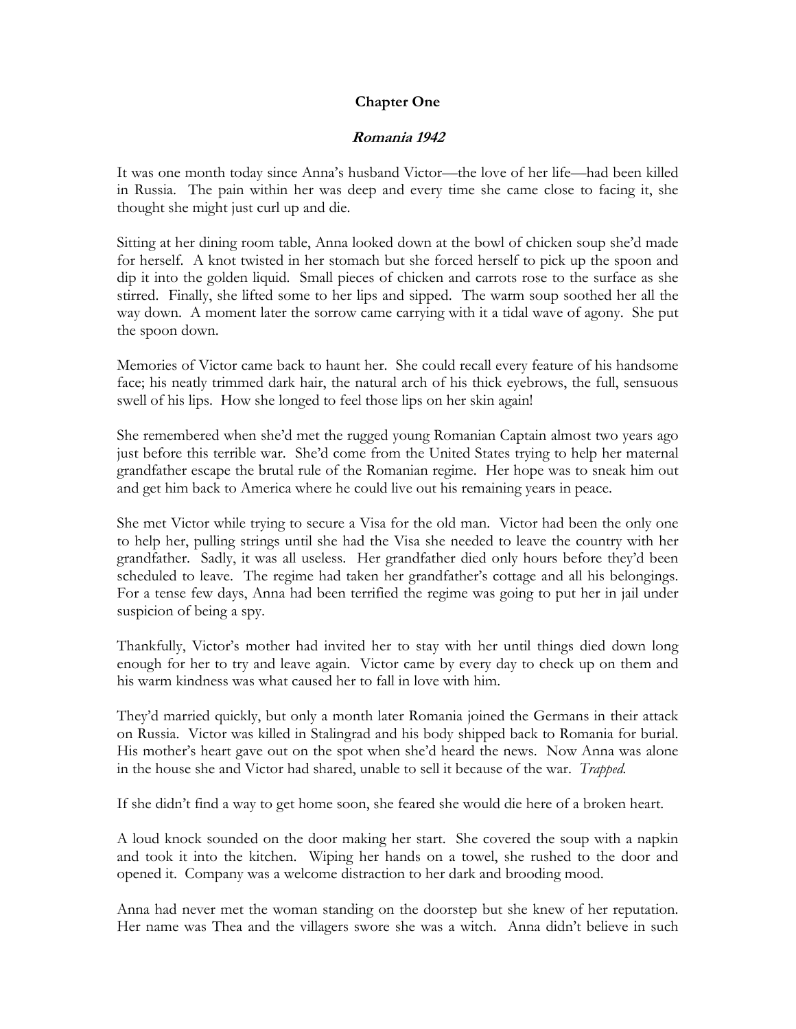**Chapter One**

***Romania 1942***

It was one month today since Anna's husband Victor—the love of her life—had been killed in Russia. The pain within her was deep and every time she came close to facing it, she thought she might just curl up and die.

Sitting at her dining room table, Anna looked down at the bowl of chicken soup she'd made for herself. A knot twisted in her stomach but she forced herself to pick up the spoon and dip it into the golden liquid. Small pieces of chicken and carrots rose to the surface as she stirred. Finally, she lifted some to her lips and sipped. The warm soup soothed her all the way down. A moment later the sorrow came carrying with it a tidal wave of agony. She put the spoon down.

Memories of Victor came back to haunt her. She could recall every feature of his handsome face; his neatly trimmed dark hair, the natural arch of his thick eyebrows, the full, sensuous swell of his lips. How she longed to feel those lips on her skin again!

She remembered when she'd met the rugged young Romanian Captain almost two years ago just before this terrible war. She'd come from the United States trying to help her maternal grandfather escape the brutal rule of the Romanian regime. Her hope was to sneak him out and get him back to America where he could live out his remaining years in peace.

She met Victor while trying to secure a Visa for the old man. Victor had been the only one to help her, pulling strings until she had the Visa she needed to leave the country with her grandfather. Sadly, it was all useless. Her grandfather died only hours before they'd been scheduled to leave. The regime had taken her grandfather's cottage and all his belongings. For a tense few days, Anna had been terrified the regime was going to put her in jail under suspicion of being a spy.

Thankfully, Victor's mother had invited her to stay with her until things died down long enough for her to try and leave again. Victor came by every day to check up on them and his warm kindness was what caused her to fall in love with him.

They'd married quickly, but only a month later Romania joined the Germans in their attack on Russia. Victor was killed in Stalingrad and his body shipped back to Romania for burial. His mother's heart gave out on the spot when she'd heard the news. Now Anna was alone in the house she and Victor had shared, unable to sell it because of the war. *Trapped.*

If she didn't find a way to get home soon, she feared she would die here of a broken heart.

A loud knock sounded on the door making her start. She covered the soup with a napkin and took it into the kitchen. Wiping her hands on a towel, she rushed to the door and opened it. Company was a welcome distraction to her dark and brooding mood.

Anna had never met the woman standing on the doorstep but she knew of her reputation. Her name was Thea and the villagers swore she was a witch. Anna didn't believe in such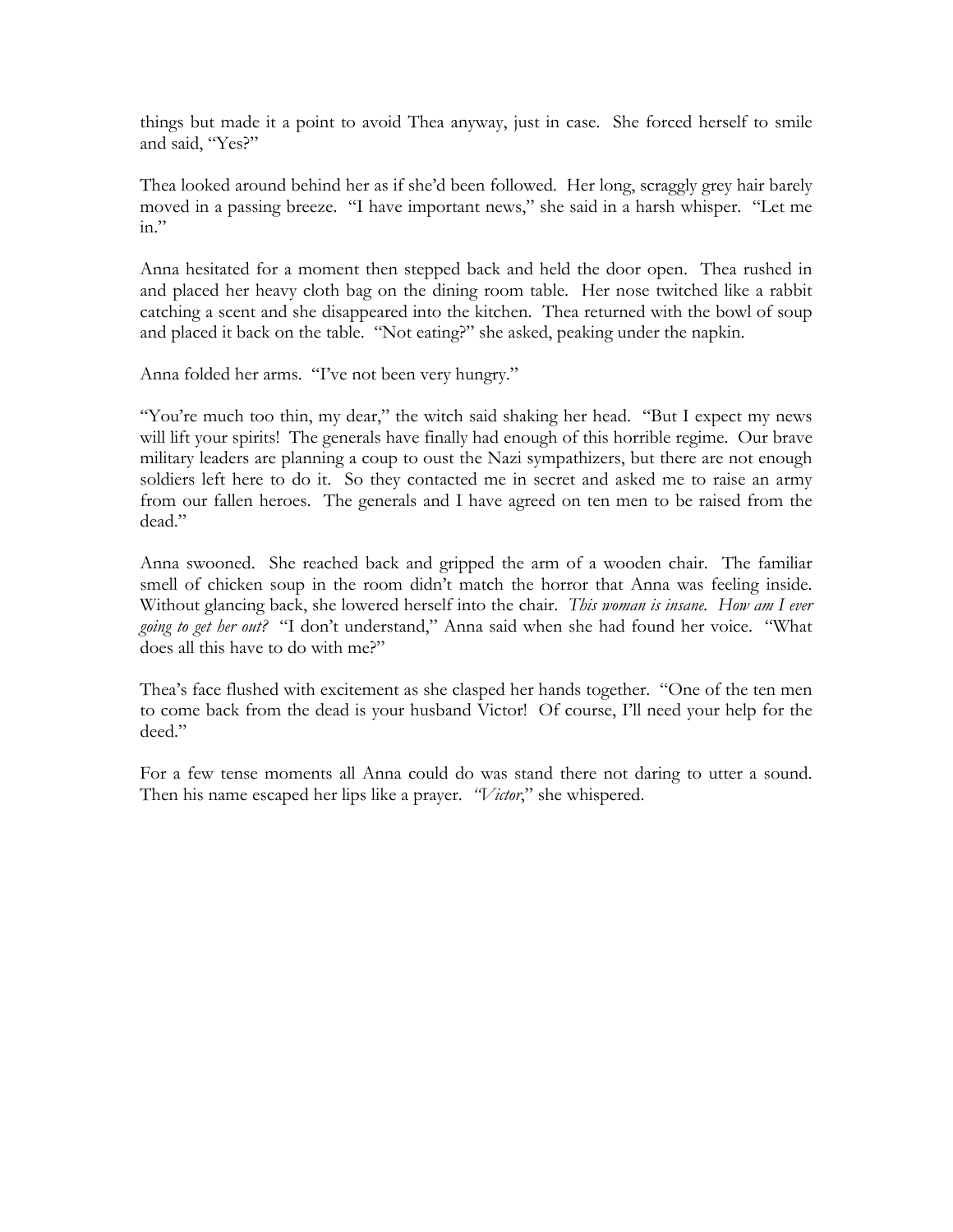things but made it a point to avoid Thea anyway, just in case. She forced herself to smile and said, "Yes?"

Thea looked around behind her as if she'd been followed. Her long, scraggly grey hair barely moved in a passing breeze. "I have important news," she said in a harsh whisper. "Let me in."

Anna hesitated for a moment then stepped back and held the door open. Thea rushed in and placed her heavy cloth bag on the dining room table. Her nose twitched like a rabbit catching a scent and she disappeared into the kitchen. Thea returned with the bowl of soup and placed it back on the table. "Not eating?" she asked, peaking under the napkin.

Anna folded her arms. "I've not been very hungry."

"You're much too thin, my dear," the witch said shaking her head. "But I expect my news will lift your spirits! The generals have finally had enough of this horrible regime. Our brave military leaders are planning a coup to oust the Nazi sympathizers, but there are not enough soldiers left here to do it. So they contacted me in secret and asked me to raise an army from our fallen heroes. The generals and I have agreed on ten men to be raised from the dead."

Anna swooned. She reached back and gripped the arm of a wooden chair. The familiar smell of chicken soup in the room didn't match the horror that Anna was feeling inside. Without glancing back, she lowered herself into the chair. *This woman is insane. How am I ever going to get her out?* "I don't understand," Anna said when she had found her voice. "What does all this have to do with me?"

Thea's face flushed with excitement as she clasped her hands together. "One of the ten men to come back from the dead is your husband Victor! Of course, I'll need your help for the deed."

For a few tense moments all Anna could do was stand there not daring to utter a sound. Then his name escaped her lips like a prayer. *"Victor*," she whispered.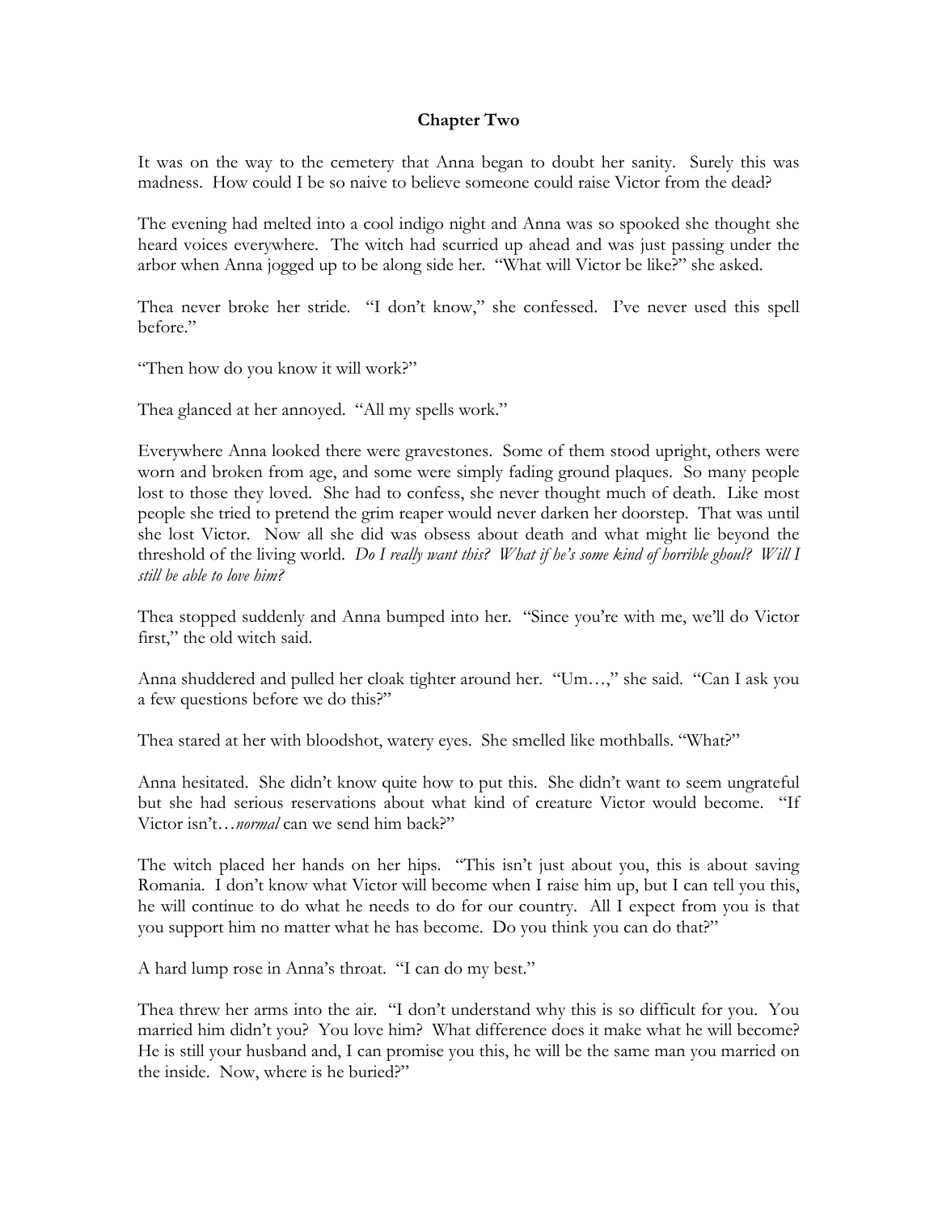**Chapter Two**

It was on the way to the cemetery that Anna began to doubt her sanity. Surely this was madness. How could I be so naive to believe someone could raise Victor from the dead?

The evening had melted into a cool indigo night and Anna was so spooked she thought she heard voices everywhere. The witch had scurried up ahead and was just passing under the arbor when Anna jogged up to be along side her. "What will Victor be like?" she asked.

Thea never broke her stride. "I don't know," she confessed. I've never used this spell before."

"Then how do you know it will work?"

Thea glanced at her annoyed. "All my spells work."

Everywhere Anna looked there were gravestones. Some of them stood upright, others were worn and broken from age, and some were simply fading ground plaques. So many people lost to those they loved. She had to confess, she never thought much of death. Like most people she tried to pretend the grim reaper would never darken her doorstep. That was until she lost Victor. Now all she did was obsess about death and what might lie beyond the threshold of the living world. *Do I really want this? What if he's some kind of horrible ghoul? Will I still be able to love him?*

Thea stopped suddenly and Anna bumped into her. "Since you're with me, we'll do Victor first," the old witch said.

Anna shuddered and pulled her cloak tighter around her. "Um…," she said. "Can I ask you a few questions before we do this?"

Thea stared at her with bloodshot, watery eyes. She smelled like mothballs. "What?"

Anna hesitated. She didn't know quite how to put this. She didn't want to seem ungrateful but she had serious reservations about what kind of creature Victor would become. "If Victor isn't…*normal* can we send him back?"

The witch placed her hands on her hips. "This isn't just about you, this is about saving Romania. I don't know what Victor will become when I raise him up, but I can tell you this, he will continue to do what he needs to do for our country. All I expect from you is that you support him no matter what he has become. Do you think you can do that?"

A hard lump rose in Anna's throat. "I can do my best."

Thea threw her arms into the air. "I don't understand why this is so difficult for you. You married him didn't you? You love him? What difference does it make what he will become? He is still your husband and, I can promise you this, he will be the same man you married on the inside. Now, where is he buried?"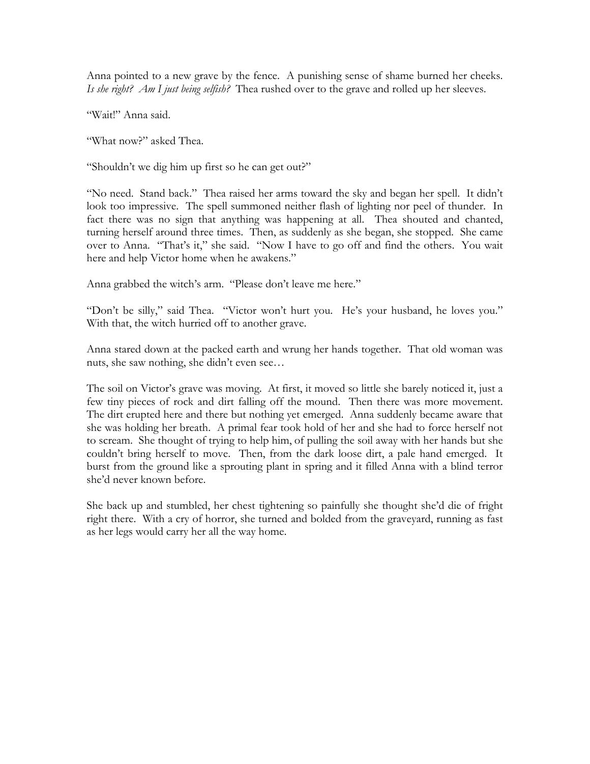Anna pointed to a new grave by the fence. A punishing sense of shame burned her cheeks. *Is she right? Am I just being selfish?* Thea rushed over to the grave and rolled up her sleeves.

"Wait!" Anna said.

"What now?" asked Thea.

"Shouldn't we dig him up first so he can get out?"

"No need. Stand back." Thea raised her arms toward the sky and began her spell. It didn't look too impressive. The spell summoned neither flash of lighting nor peel of thunder. In fact there was no sign that anything was happening at all. Thea shouted and chanted, turning herself around three times. Then, as suddenly as she began, she stopped. She came over to Anna. "That's it," she said. "Now I have to go off and find the others. You wait here and help Victor home when he awakens."

Anna grabbed the witch's arm. "Please don't leave me here."

"Don't be silly," said Thea. "Victor won't hurt you. He's your husband, he loves you." With that, the witch hurried off to another grave.

Anna stared down at the packed earth and wrung her hands together. That old woman was nuts, she saw nothing, she didn't even see…

The soil on Victor's grave was moving. At first, it moved so little she barely noticed it, just a few tiny pieces of rock and dirt falling off the mound. Then there was more movement. The dirt erupted here and there but nothing yet emerged. Anna suddenly became aware that she was holding her breath. A primal fear took hold of her and she had to force herself not to scream. She thought of trying to help him, of pulling the soil away with her hands but she couldn't bring herself to move. Then, from the dark loose dirt, a pale hand emerged. It burst from the ground like a sprouting plant in spring and it filled Anna with a blind terror she'd never known before.

She back up and stumbled, her chest tightening so painfully she thought she'd die of fright right there. With a cry of horror, she turned and bolded from the graveyard, running as fast as her legs would carry her all the way home.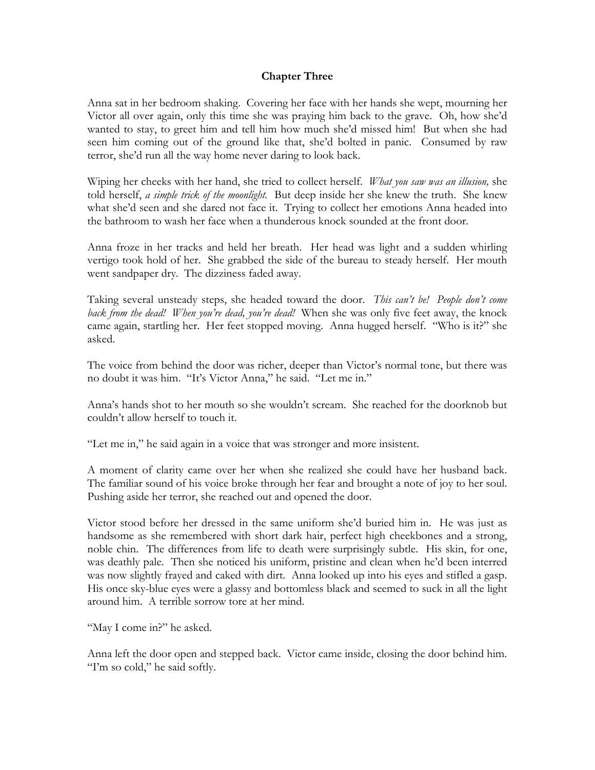**Chapter Three**

Anna sat in her bedroom shaking. Covering her face with her hands she wept, mourning her Victor all over again, only this time she was praying him back to the grave. Oh, how she'd wanted to stay, to greet him and tell him how much she'd missed him! But when she had seen him coming out of the ground like that, she'd bolted in panic. Consumed by raw terror, she'd run all the way home never daring to look back.

Wiping her cheeks with her hand, she tried to collect herself. *What you saw was an illusion,* she told herself, *a simple trick of the moonlight.* But deep inside her she knew the truth. She knew what she'd seen and she dared not face it. Trying to collect her emotions Anna headed into the bathroom to wash her face when a thunderous knock sounded at the front door.

Anna froze in her tracks and held her breath. Her head was light and a sudden whirling vertigo took hold of her. She grabbed the side of the bureau to steady herself. Her mouth went sandpaper dry. The dizziness faded away.

Taking several unsteady steps, she headed toward the door. *This can't be! People don't come back from the dead! When you're dead, you're dead!* When she was only five feet away, the knock came again, startling her. Her feet stopped moving. Anna hugged herself. "Who is it?" she asked.

The voice from behind the door was richer, deeper than Victor's normal tone, but there was no doubt it was him. "It's Victor Anna," he said. "Let me in."

Anna's hands shot to her mouth so she wouldn't scream. She reached for the doorknob but couldn't allow herself to touch it.

"Let me in," he said again in a voice that was stronger and more insistent.

A moment of clarity came over her when she realized she could have her husband back. The familiar sound of his voice broke through her fear and brought a note of joy to her soul. Pushing aside her terror, she reached out and opened the door.

Victor stood before her dressed in the same uniform she'd buried him in. He was just as handsome as she remembered with short dark hair, perfect high cheekbones and a strong, noble chin. The differences from life to death were surprisingly subtle. His skin, for one, was deathly pale. Then she noticed his uniform, pristine and clean when he'd been interred was now slightly frayed and caked with dirt. Anna looked up into his eyes and stifled a gasp. His once sky-blue eyes were a glassy and bottomless black and seemed to suck in all the light around him. A terrible sorrow tore at her mind.

"May I come in?" he asked.

Anna left the door open and stepped back. Victor came inside, closing the door behind him. "I'm so cold," he said softly.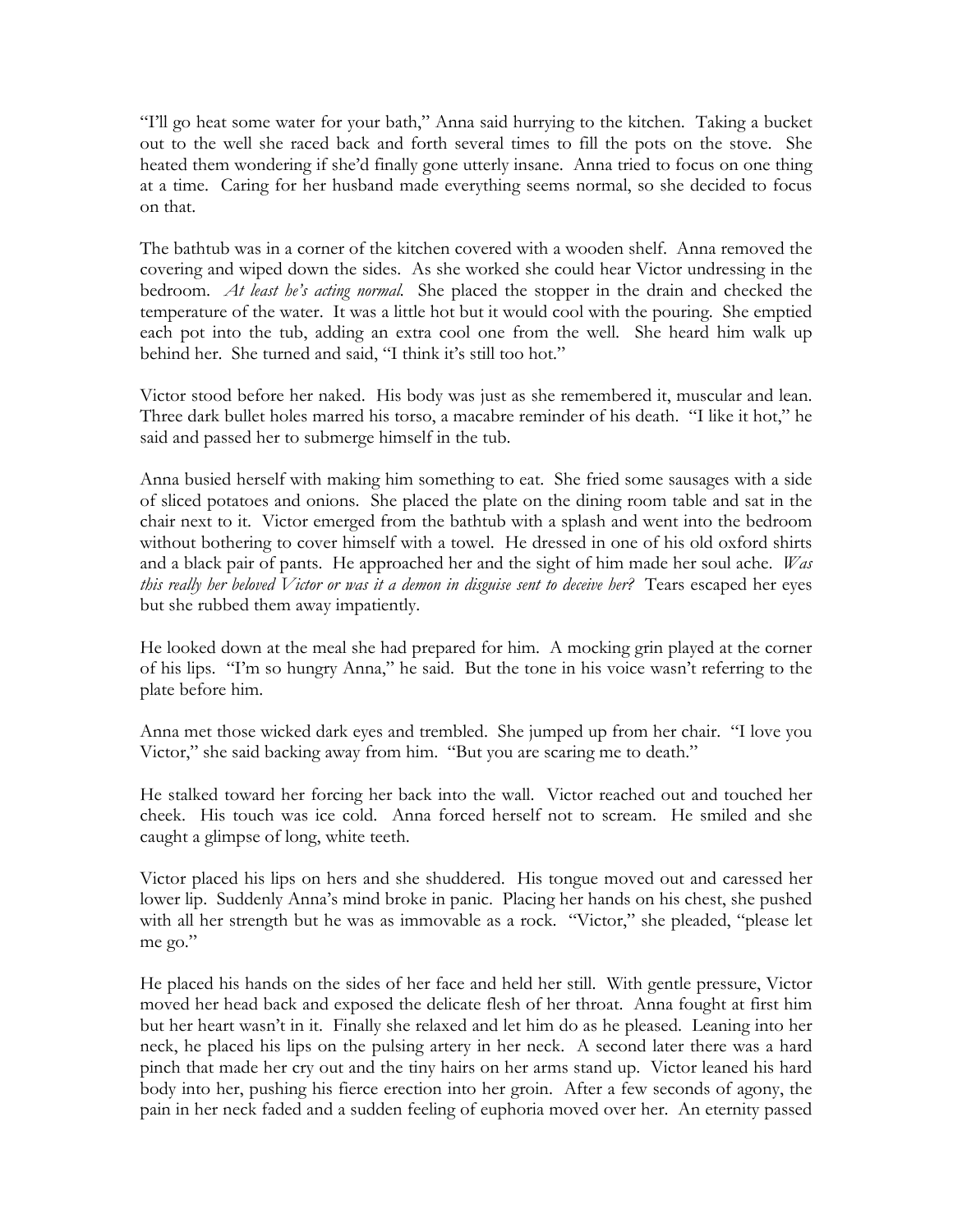"I'll go heat some water for your bath," Anna said hurrying to the kitchen. Taking a bucket out to the well she raced back and forth several times to fill the pots on the stove. She heated them wondering if she'd finally gone utterly insane. Anna tried to focus on one thing at a time. Caring for her husband made everything seems normal, so she decided to focus on that.

The bathtub was in a corner of the kitchen covered with a wooden shelf. Anna removed the covering and wiped down the sides. As she worked she could hear Victor undressing in the bedroom. *At least he's acting normal.* She placed the stopper in the drain and checked the temperature of the water. It was a little hot but it would cool with the pouring. She emptied each pot into the tub, adding an extra cool one from the well. She heard him walk up behind her. She turned and said, "I think it's still too hot."

Victor stood before her naked. His body was just as she remembered it, muscular and lean. Three dark bullet holes marred his torso, a macabre reminder of his death. "I like it hot," he said and passed her to submerge himself in the tub.

Anna busied herself with making him something to eat. She fried some sausages with a side of sliced potatoes and onions. She placed the plate on the dining room table and sat in the chair next to it. Victor emerged from the bathtub with a splash and went into the bedroom without bothering to cover himself with a towel. He dressed in one of his old oxford shirts and a black pair of pants. He approached her and the sight of him made her soul ache. *Was this really her beloved Victor or was it a demon in disguise sent to deceive her?* Tears escaped her eyes but she rubbed them away impatiently.

He looked down at the meal she had prepared for him. A mocking grin played at the corner of his lips. "I'm so hungry Anna," he said. But the tone in his voice wasn't referring to the plate before him.

Anna met those wicked dark eyes and trembled. She jumped up from her chair. "I love you Victor," she said backing away from him. "But you are scaring me to death."

He stalked toward her forcing her back into the wall. Victor reached out and touched her cheek. His touch was ice cold. Anna forced herself not to scream. He smiled and she caught a glimpse of long, white teeth.

Victor placed his lips on hers and she shuddered. His tongue moved out and caressed her lower lip. Suddenly Anna's mind broke in panic. Placing her hands on his chest, she pushed with all her strength but he was as immovable as a rock. "Victor," she pleaded, "please let me go."

He placed his hands on the sides of her face and held her still. With gentle pressure, Victor moved her head back and exposed the delicate flesh of her throat. Anna fought at first him but her heart wasn't in it. Finally she relaxed and let him do as he pleased. Leaning into her neck, he placed his lips on the pulsing artery in her neck. A second later there was a hard pinch that made her cry out and the tiny hairs on her arms stand up. Victor leaned his hard body into her, pushing his fierce erection into her groin. After a few seconds of agony, the pain in her neck faded and a sudden feeling of euphoria moved over her. An eternity passed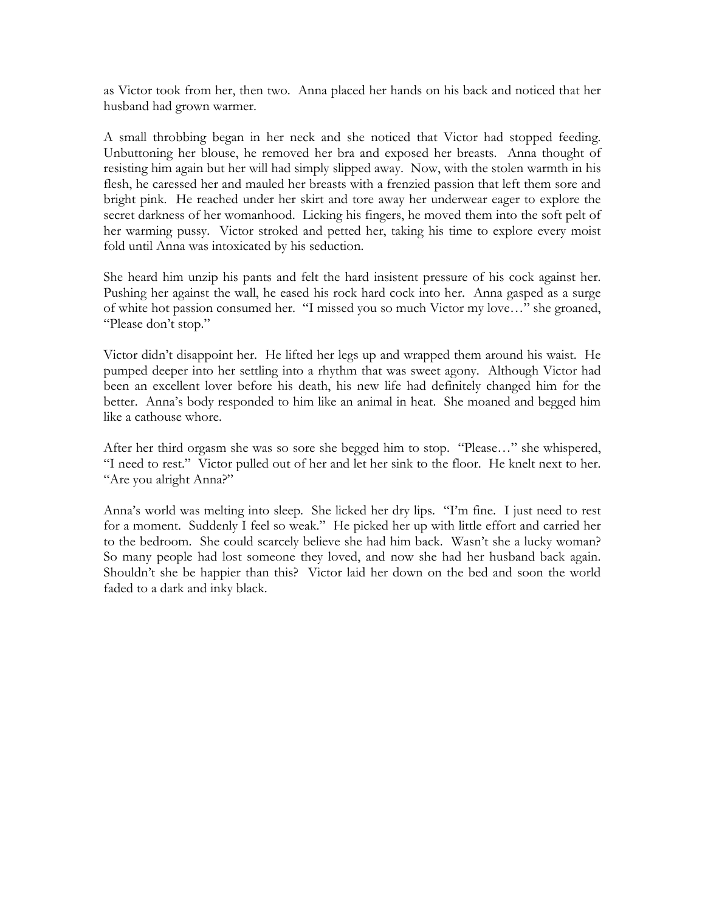as Victor took from her, then two. Anna placed her hands on his back and noticed that her husband had grown warmer.

A small throbbing began in her neck and she noticed that Victor had stopped feeding. Unbuttoning her blouse, he removed her bra and exposed her breasts. Anna thought of resisting him again but her will had simply slipped away. Now, with the stolen warmth in his flesh, he caressed her and mauled her breasts with a frenzied passion that left them sore and bright pink. He reached under her skirt and tore away her underwear eager to explore the secret darkness of her womanhood. Licking his fingers, he moved them into the soft pelt of her warming pussy. Victor stroked and petted her, taking his time to explore every moist fold until Anna was intoxicated by his seduction.

She heard him unzip his pants and felt the hard insistent pressure of his cock against her. Pushing her against the wall, he eased his rock hard cock into her. Anna gasped as a surge of white hot passion consumed her. "I missed you so much Victor my love…" she groaned, "Please don't stop."

Victor didn't disappoint her. He lifted her legs up and wrapped them around his waist. He pumped deeper into her settling into a rhythm that was sweet agony. Although Victor had been an excellent lover before his death, his new life had definitely changed him for the better. Anna's body responded to him like an animal in heat. She moaned and begged him like a cathouse whore.

After her third orgasm she was so sore she begged him to stop. "Please…" she whispered, "I need to rest." Victor pulled out of her and let her sink to the floor. He knelt next to her. "Are you alright Anna?"

Anna's world was melting into sleep. She licked her dry lips. "I'm fine. I just need to rest for a moment. Suddenly I feel so weak." He picked her up with little effort and carried her to the bedroom. She could scarcely believe she had him back. Wasn't she a lucky woman? So many people had lost someone they loved, and now she had her husband back again. Shouldn't she be happier than this? Victor laid her down on the bed and soon the world faded to a dark and inky black.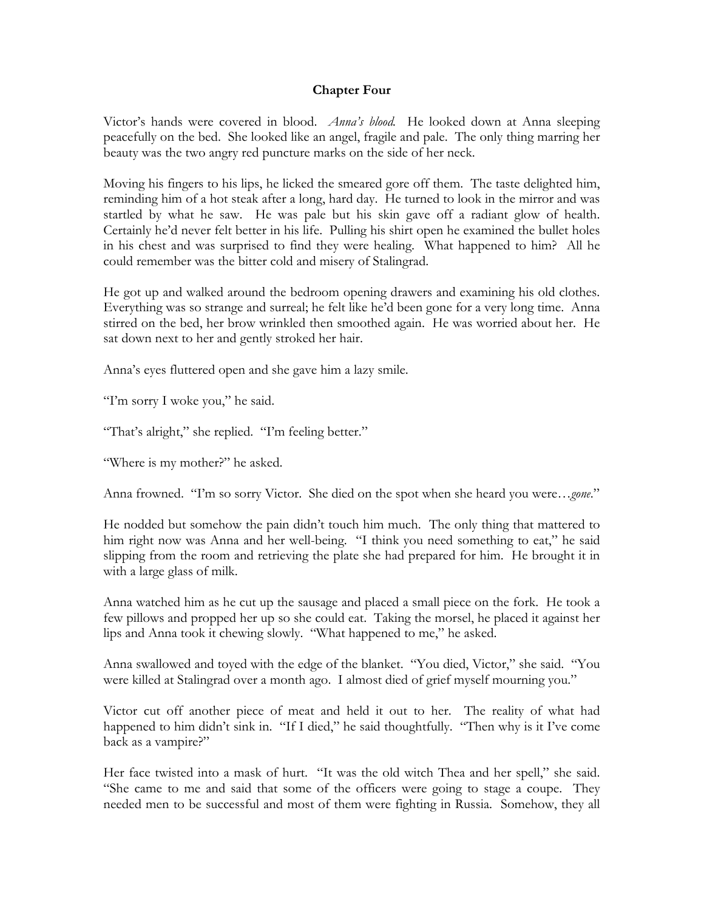**Chapter Four**

Victor's hands were covered in blood. *Anna's blood.* He looked down at Anna sleeping peacefully on the bed. She looked like an angel, fragile and pale. The only thing marring her beauty was the two angry red puncture marks on the side of her neck.

Moving his fingers to his lips, he licked the smeared gore off them. The taste delighted him, reminding him of a hot steak after a long, hard day. He turned to look in the mirror and was startled by what he saw. He was pale but his skin gave off a radiant glow of health. Certainly he'd never felt better in his life. Pulling his shirt open he examined the bullet holes in his chest and was surprised to find they were healing. What happened to him? All he could remember was the bitter cold and misery of Stalingrad.

He got up and walked around the bedroom opening drawers and examining his old clothes. Everything was so strange and surreal; he felt like he'd been gone for a very long time. Anna stirred on the bed, her brow wrinkled then smoothed again. He was worried about her. He sat down next to her and gently stroked her hair.

Anna's eyes fluttered open and she gave him a lazy smile.

"I'm sorry I woke you," he said.

"That's alright," she replied. "I'm feeling better."

"Where is my mother?" he asked.

Anna frowned. "I'm so sorry Victor. She died on the spot when she heard you were…*gone*."

He nodded but somehow the pain didn't touch him much. The only thing that mattered to him right now was Anna and her well-being. "I think you need something to eat," he said slipping from the room and retrieving the plate she had prepared for him. He brought it in with a large glass of milk.

Anna watched him as he cut up the sausage and placed a small piece on the fork. He took a few pillows and propped her up so she could eat. Taking the morsel, he placed it against her lips and Anna took it chewing slowly. "What happened to me," he asked.

Anna swallowed and toyed with the edge of the blanket. "You died, Victor," she said. "You were killed at Stalingrad over a month ago. I almost died of grief myself mourning you."

Victor cut off another piece of meat and held it out to her. The reality of what had happened to him didn't sink in. "If I died," he said thoughtfully. "Then why is it I've come back as a vampire?"

Her face twisted into a mask of hurt. "It was the old witch Thea and her spell," she said. "She came to me and said that some of the officers were going to stage a coupe. They needed men to be successful and most of them were fighting in Russia. Somehow, they all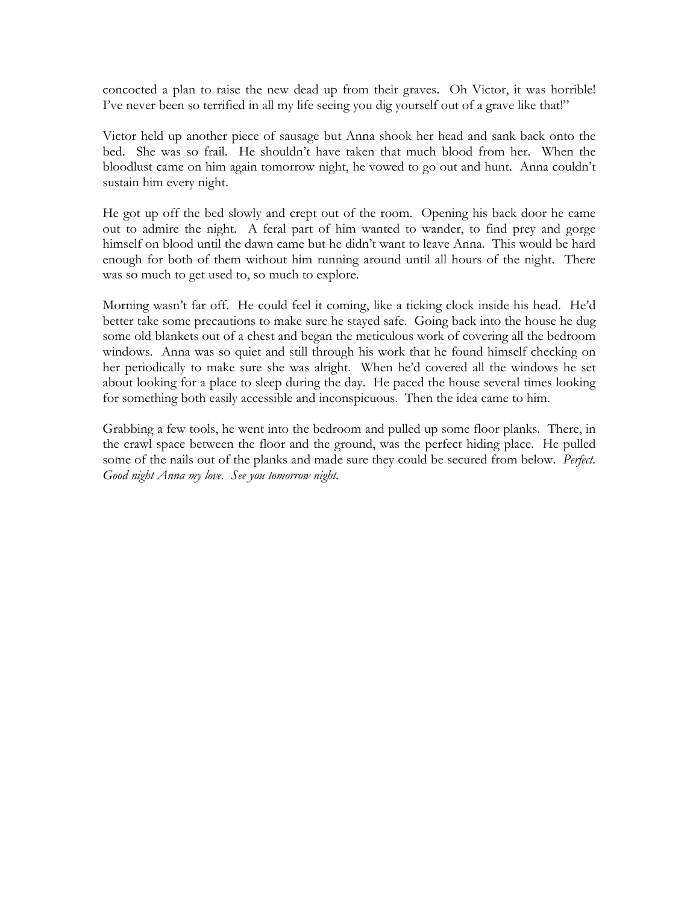concocted a plan to raise the new dead up from their graves. Oh Victor, it was horrible! I've never been so terrified in all my life seeing you dig yourself out of a grave like that!"

Victor held up another piece of sausage but Anna shook her head and sank back onto the bed. She was so frail. He shouldn't have taken that much blood from her. When the bloodlust came on him again tomorrow night, he vowed to go out and hunt. Anna couldn't sustain him every night.

He got up off the bed slowly and crept out of the room. Opening his back door he came out to admire the night. A feral part of him wanted to wander, to find prey and gorge himself on blood until the dawn came but he didn't want to leave Anna. This would be hard enough for both of them without him running around until all hours of the night. There was so much to get used to, so much to explore.

Morning wasn't far off. He could feel it coming, like a ticking clock inside his head. He'd better take some precautions to make sure he stayed safe. Going back into the house he dug some old blankets out of a chest and began the meticulous work of covering all the bedroom windows. Anna was so quiet and still through his work that he found himself checking on her periodically to make sure she was alright. When he'd covered all the windows he set about looking for a place to sleep during the day. He paced the house several times looking for something both easily accessible and inconspicuous. Then the idea came to him.

Grabbing a few tools, he went into the bedroom and pulled up some floor planks. There, in the crawl space between the floor and the ground, was the perfect hiding place. He pulled some of the nails out of the planks and made sure they could be secured from below. *Perfect. Good night Anna my love. See you tomorrow night.*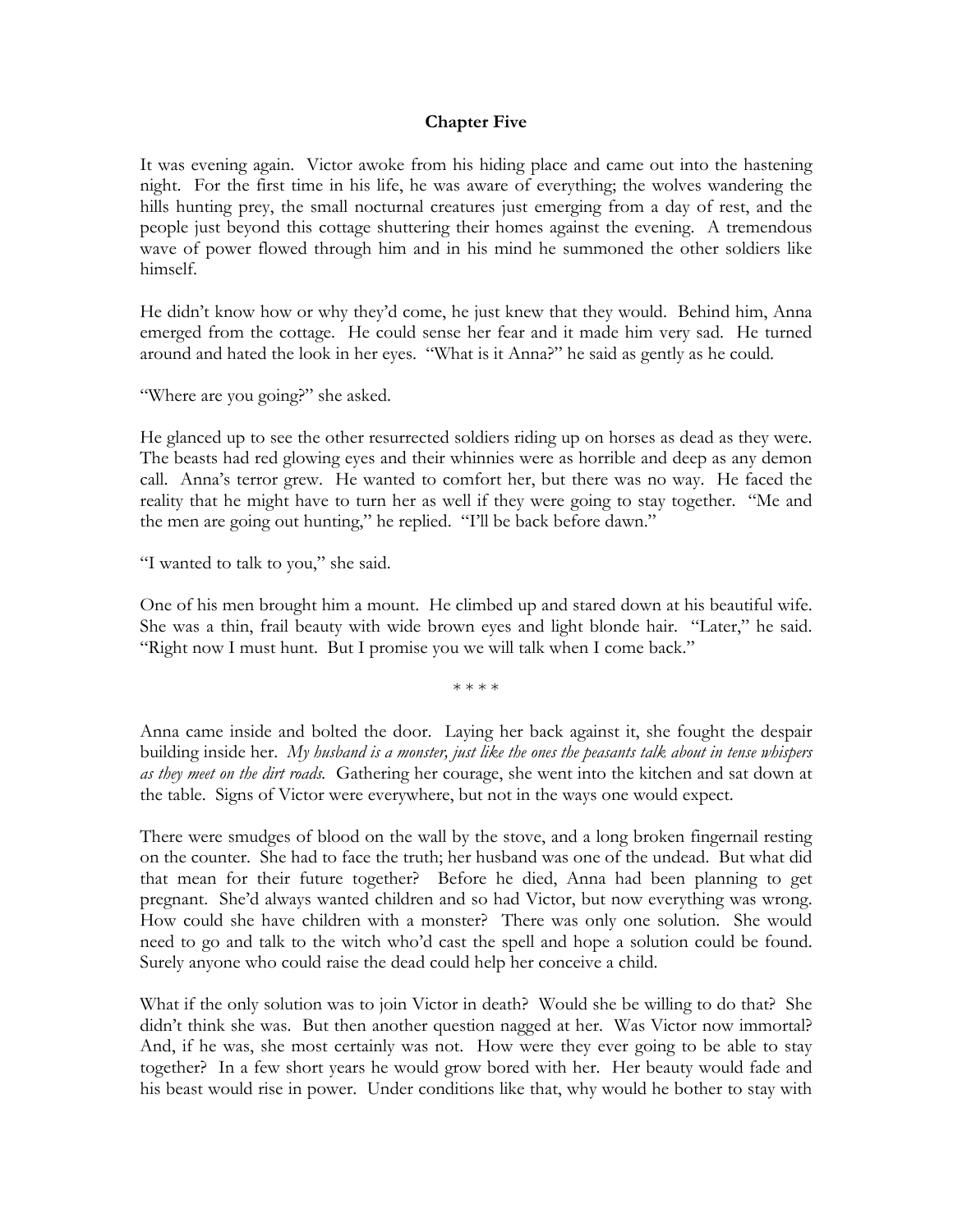**Chapter Five**

It was evening again. Victor awoke from his hiding place and came out into the hastening night. For the first time in his life, he was aware of everything; the wolves wandering the hills hunting prey, the small nocturnal creatures just emerging from a day of rest, and the people just beyond this cottage shuttering their homes against the evening. A tremendous wave of power flowed through him and in his mind he summoned the other soldiers like himself.

He didn't know how or why they'd come, he just knew that they would. Behind him, Anna emerged from the cottage. He could sense her fear and it made him very sad. He turned around and hated the look in her eyes. "What is it Anna?" he said as gently as he could.

"Where are you going?" she asked.

He glanced up to see the other resurrected soldiers riding up on horses as dead as they were. The beasts had red glowing eyes and their whinnies were as horrible and deep as any demon call. Anna's terror grew. He wanted to comfort her, but there was no way. He faced the reality that he might have to turn her as well if they were going to stay together. "Me and the men are going out hunting," he replied. "I'll be back before dawn."

"I wanted to talk to you," she said.

One of his men brought him a mount. He climbed up and stared down at his beautiful wife. She was a thin, frail beauty with wide brown eyes and light blonde hair. "Later," he said. "Right now I must hunt. But I promise you we will talk when I come back."

\* \* \* \*

Anna came inside and bolted the door. Laying her back against it, she fought the despair building inside her. *My husband is a monster, just like the ones the peasants talk about in tense whispers as they meet on the dirt roads.* Gathering her courage, she went into the kitchen and sat down at the table. Signs of Victor were everywhere, but not in the ways one would expect.

There were smudges of blood on the wall by the stove, and a long broken fingernail resting on the counter. She had to face the truth; her husband was one of the undead. But what did that mean for their future together? Before he died, Anna had been planning to get pregnant. She'd always wanted children and so had Victor, but now everything was wrong. How could she have children with a monster? There was only one solution. She would need to go and talk to the witch who'd cast the spell and hope a solution could be found. Surely anyone who could raise the dead could help her conceive a child.

What if the only solution was to join Victor in death? Would she be willing to do that? She didn't think she was. But then another question nagged at her. Was Victor now immortal? And, if he was, she most certainly was not. How were they ever going to be able to stay together? In a few short years he would grow bored with her. Her beauty would fade and his beast would rise in power. Under conditions like that, why would he bother to stay with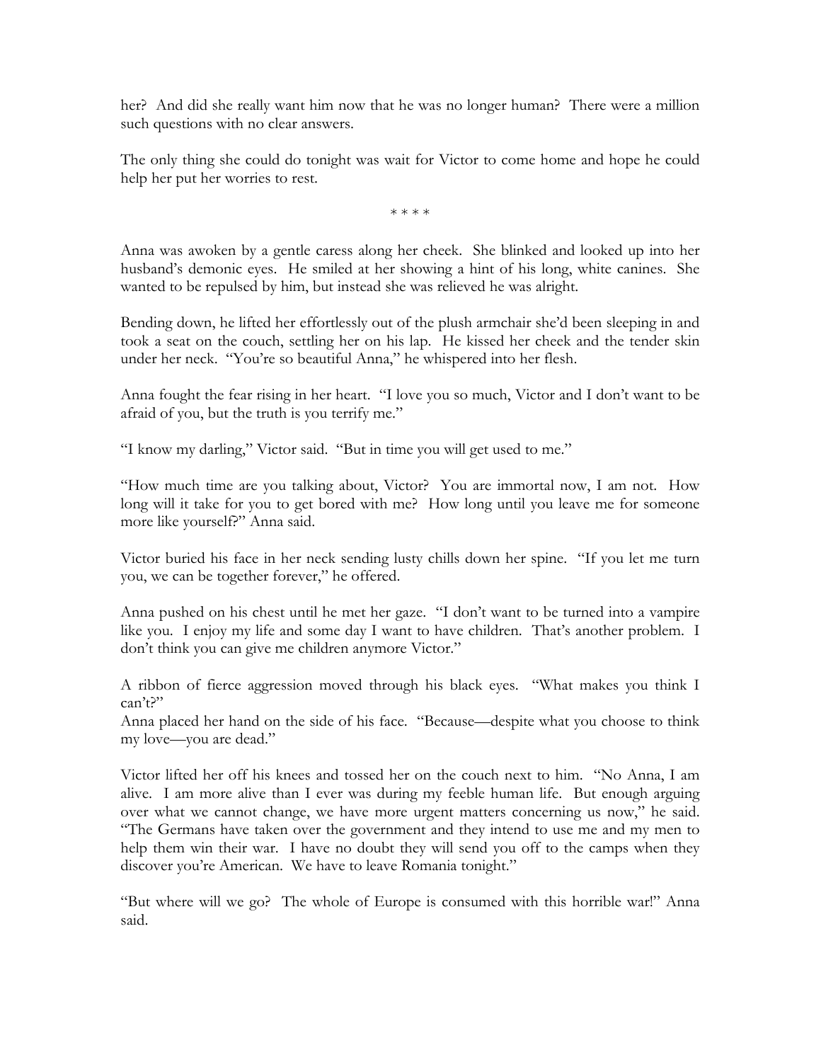her? And did she really want him now that he was no longer human? There were a million such questions with no clear answers.

The only thing she could do tonight was wait for Victor to come home and hope he could help her put her worries to rest.

\* \* \* \*

Anna was awoken by a gentle caress along her cheek. She blinked and looked up into her husband's demonic eyes. He smiled at her showing a hint of his long, white canines. She wanted to be repulsed by him, but instead she was relieved he was alright.

Bending down, he lifted her effortlessly out of the plush armchair she'd been sleeping in and took a seat on the couch, settling her on his lap. He kissed her cheek and the tender skin under her neck. "You're so beautiful Anna," he whispered into her flesh.

Anna fought the fear rising in her heart. "I love you so much, Victor and I don't want to be afraid of you, but the truth is you terrify me."

"I know my darling," Victor said. "But in time you will get used to me."

"How much time are you talking about, Victor? You are immortal now, I am not. How long will it take for you to get bored with me? How long until you leave me for someone more like yourself?" Anna said.

Victor buried his face in her neck sending lusty chills down her spine. "If you let me turn you, we can be together forever," he offered.

Anna pushed on his chest until he met her gaze. "I don't want to be turned into a vampire like you. I enjoy my life and some day I want to have children. That's another problem. I don't think you can give me children anymore Victor."

A ribbon of fierce aggression moved through his black eyes. "What makes you think I can't?"
Anna placed her hand on the side of his face. "Because—despite what you choose to think my love—you are dead."

Victor lifted her off his knees and tossed her on the couch next to him. "No Anna, I am alive. I am more alive than I ever was during my feeble human life. But enough arguing over what we cannot change, we have more urgent matters concerning us now," he said. "The Germans have taken over the government and they intend to use me and my men to help them win their war. I have no doubt they will send you off to the camps when they discover you're American. We have to leave Romania tonight."

"But where will we go? The whole of Europe is consumed with this horrible war!" Anna said.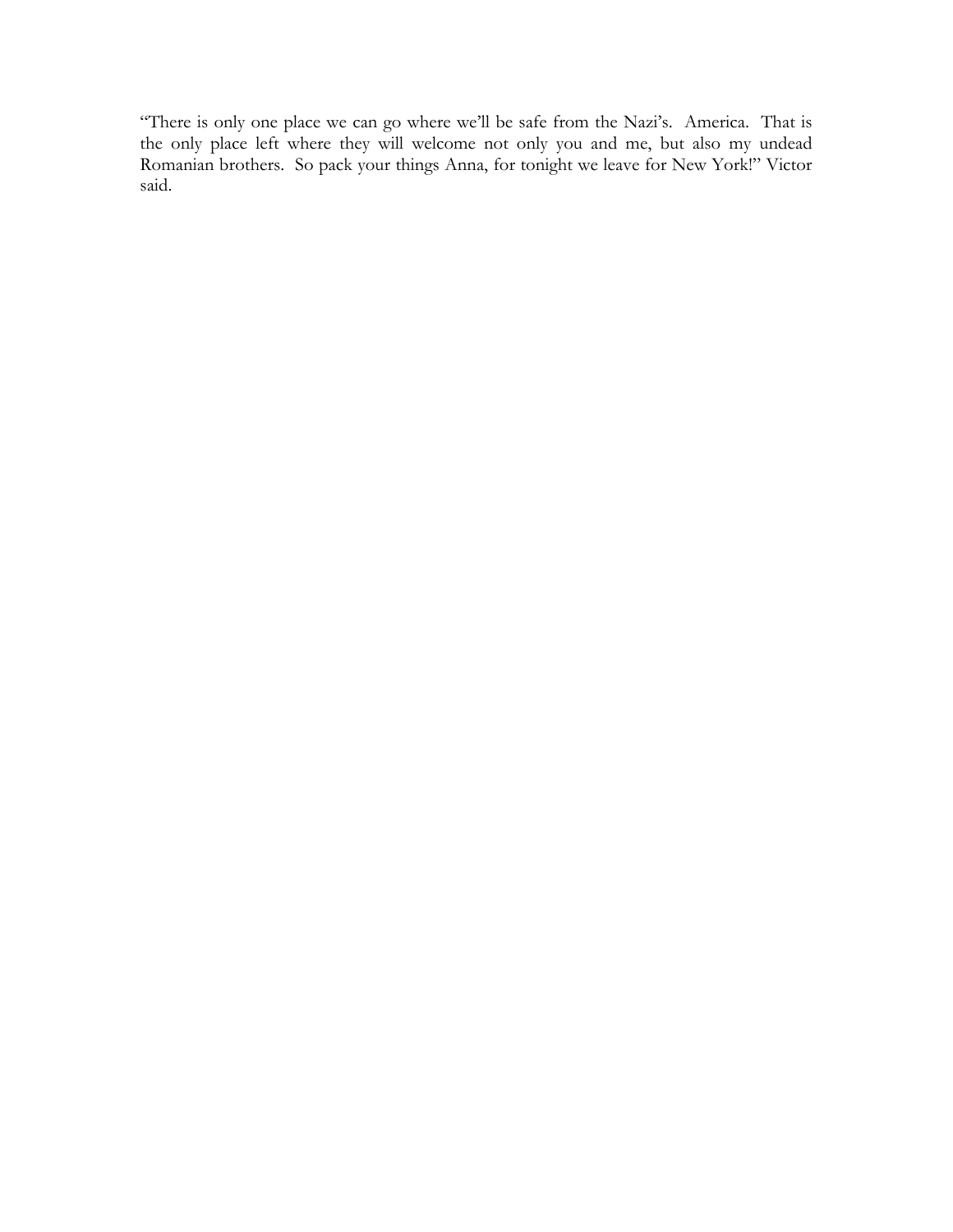"There is only one place we can go where we'll be safe from the Nazi's. America. That is the only place left where they will welcome not only you and me, but also my undead Romanian brothers. So pack your things Anna, for tonight we leave for New York!" Victor said.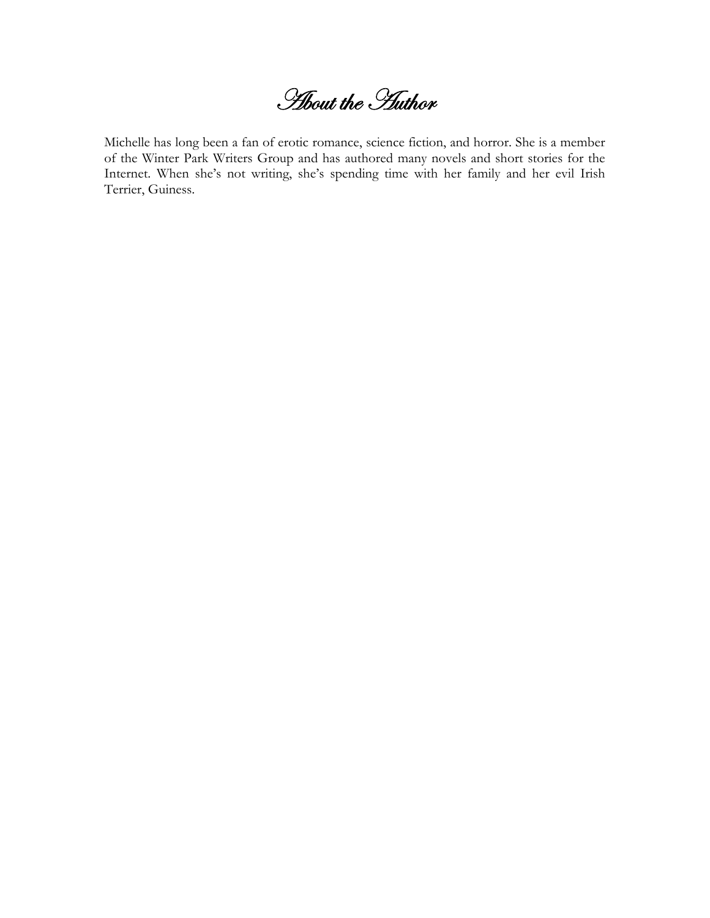# About the Author

Michelle has long been a fan of erotic romance, science fiction, and horror. She is a member of the Winter Park Writers Group and has authored many novels and short stories for the Internet. When she's not writing, she's spending time with her family and her evil Irish Terrier, Guiness.